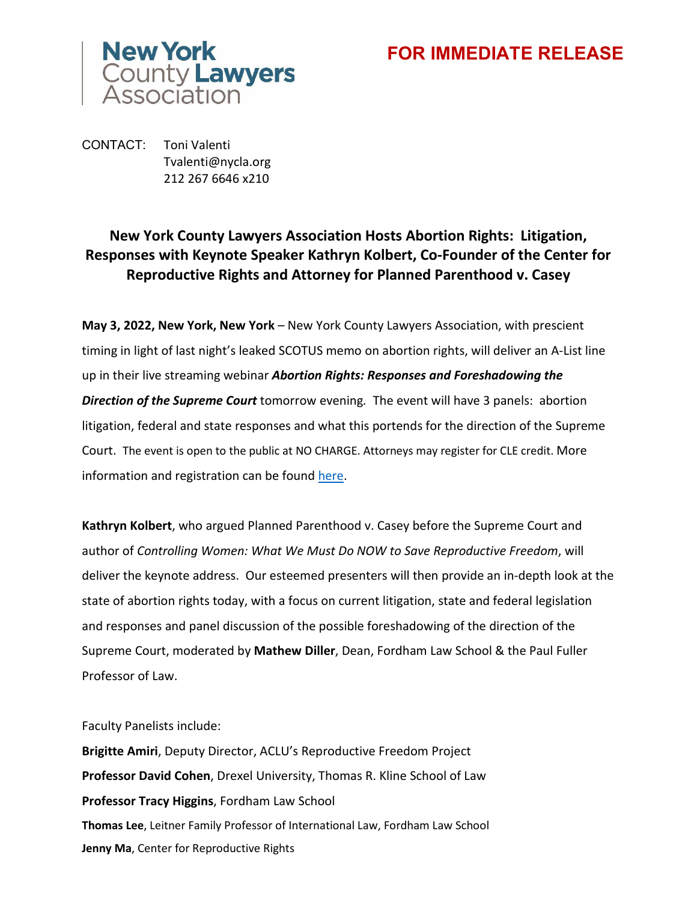New York County Lawyers Association

**FOR IMMEDIATE RELEASE**

CONTACT: Toni Valenti
Tvalenti@nycla.org
212 267 6646 x210

## New York County Lawyers Association Hosts Abortion Rights: Litigation, Responses with Keynote Speaker Kathryn Kolbert, Co-Founder of the Center for Reproductive Rights and Attorney for Planned Parenthood v. Casey

**May 3, 2022, New York, New York** – New York County Lawyers Association, with prescient timing in light of last night's leaked SCOTUS memo on abortion rights, will deliver an A-List line up in their live streaming webinar ***Abortion Rights: Responses and Foreshadowing the Direction of the Supreme Court*** tomorrow evening. The event will have 3 panels: abortion litigation, federal and state responses and what this portends for the direction of the Supreme Court. The event is open to the public at NO CHARGE. Attorneys may register for CLE credit. More information and registration can be found here.

**Kathryn Kolbert**, who argued Planned Parenthood v. Casey before the Supreme Court and author of *Controlling Women: What We Must Do NOW to Save Reproductive Freedom*, will deliver the keynote address. Our esteemed presenters will then provide an in-depth look at the state of abortion rights today, with a focus on current litigation, state and federal legislation and responses and panel discussion of the possible foreshadowing of the direction of the Supreme Court, moderated by **Mathew Diller**, Dean, Fordham Law School & the Paul Fuller Professor of Law.

Faculty Panelists include:

**Brigitte Amiri**, Deputy Director, ACLU's Reproductive Freedom Project
**Professor David Cohen**, Drexel University, Thomas R. Kline School of Law
**Professor Tracy Higgins**, Fordham Law School
**Thomas Lee**, Leitner Family Professor of International Law, Fordham Law School
**Jenny Ma**, Center for Reproductive Rights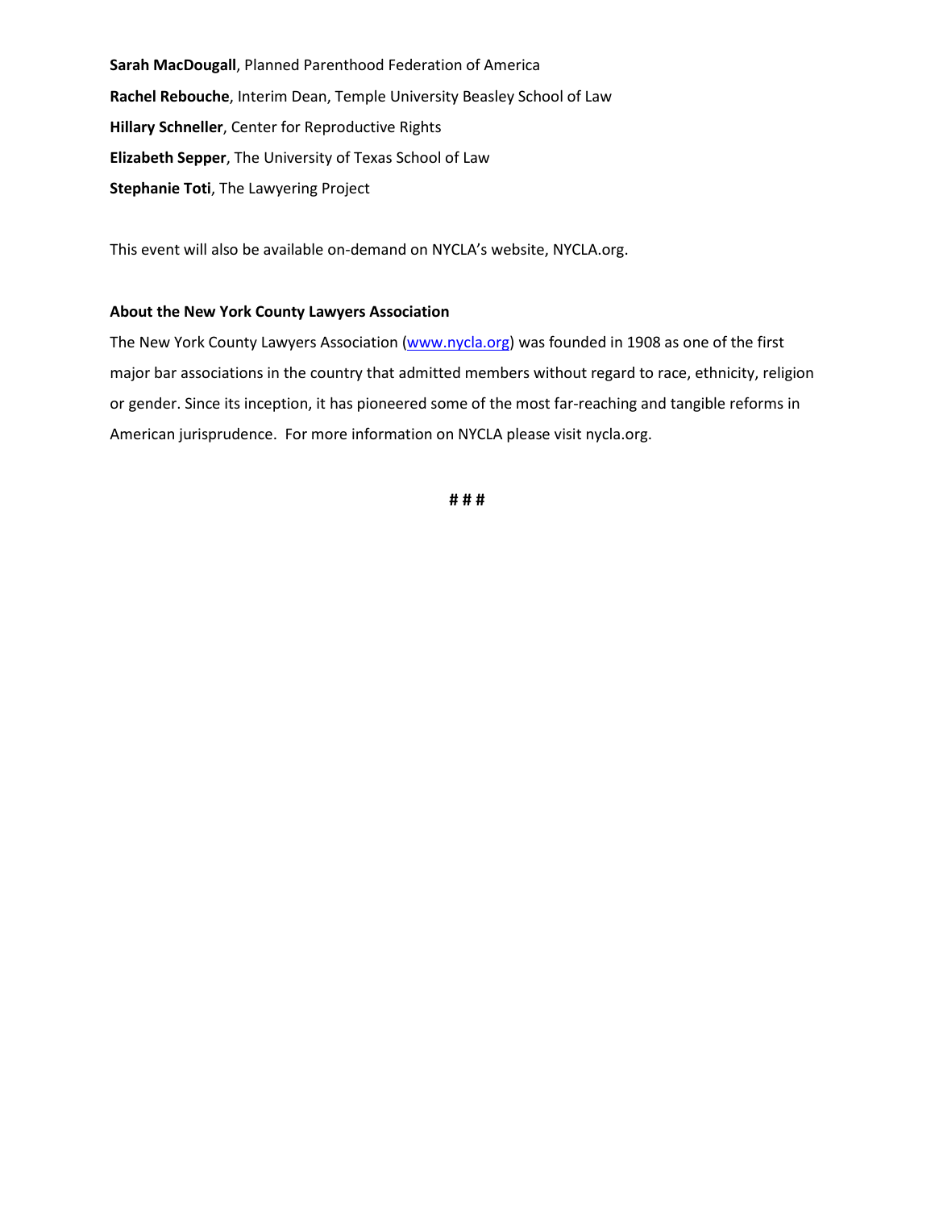**Sarah MacDougall**, Planned Parenthood Federation of America

**Rachel Rebouche**, Interim Dean, Temple University Beasley School of Law

**Hillary Schneller**, Center for Reproductive Rights

**Elizabeth Sepper**, The University of Texas School of Law

**Stephanie Toti**, The Lawyering Project

This event will also be available on-demand on NYCLA's website, NYCLA.org.

**About the New York County Lawyers Association**

The New York County Lawyers Association ([www.nycla.org](http://www.nycla.org)) was founded in 1908 as one of the first major bar associations in the country that admitted members without regard to race, ethnicity, religion or gender. Since its inception, it has pioneered some of the most far-reaching and tangible reforms in American jurisprudence. For more information on NYCLA please visit nycla.org.

# # #